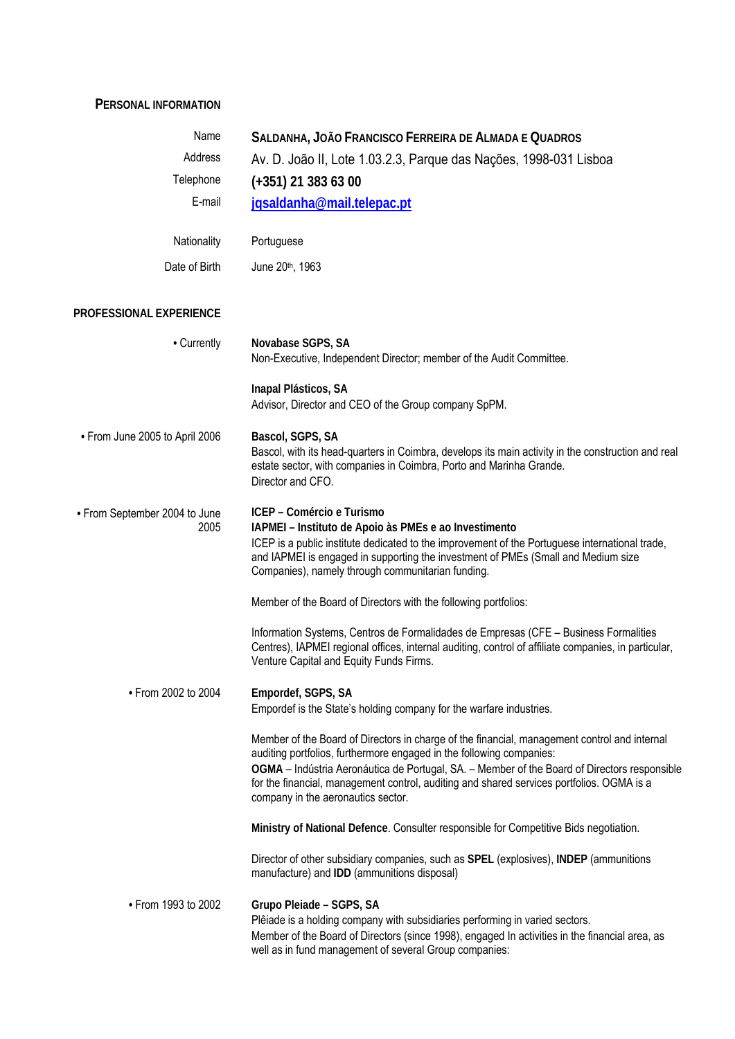## PERSONAL INFORMATION

| | |
|---|---|
| Name | **SALDANHA, JOÃO FRANCISCO FERREIRA DE ALMADA E QUADROS** |
| Address | Av. D. João II, Lote 1.03.2.3, Parque das Nações, 1998-031 Lisboa |
| Telephone | **(+351) 21 383 63 00** |
| E-mail | **jqsaldanha@mail.telepac.pt** |
| Nationality | Portuguese |
| Date of Birth | June 20th, 1963 |

## PROFESSIONAL EXPERIENCE

• Currently

**Novabase SGPS, SA**
Non-Executive, Independent Director; member of the Audit Committee.

**Inapal Plásticos, SA**
Advisor, Director and CEO of the Group company SpPM.

• From June 2005 to April 2006

**Bascol, SGPS, SA**
Bascol, with its head-quarters in Coimbra, develops its main activity in the construction and real estate sector, with companies in Coimbra, Porto and Marinha Grande.
Director and CFO.

• From September 2004 to June 2005

**ICEP – Comércio e Turismo**
**IAPMEI – Instituto de Apoio às PMEs e ao Investimento**
ICEP is a public institute dedicated to the improvement of the Portuguese international trade, and IAPMEI is engaged in supporting the investment of PMEs (Small and Medium size Companies), namely through communitarian funding.

Member of the Board of Directors with the following portfolios:

Information Systems, Centros de Formalidades de Empresas (CFE – Business Formalities Centres), IAPMEI regional offices, internal auditing, control of affiliate companies, in particular, Venture Capital and Equity Funds Firms.

• From 2002 to 2004

**Empordef, SGPS, SA**
Empordef is the State's holding company for the warfare industries.

Member of the Board of Directors in charge of the financial, management control and internal auditing portfolios, furthermore engaged in the following companies:
**OGMA** – Indústria Aeronáutica de Portugal, SA. – Member of the Board of Directors responsible for the financial, management control, auditing and shared services portfolios. OGMA is a company in the aeronautics sector.

**Ministry of National Defence**. Consulter responsible for Competitive Bids negotiation.

Director of other subsidiary companies, such as **SPEL** (explosives), **INDEP** (ammunitions manufacture) and **IDD** (ammunitions disposal)

• From 1993 to 2002

**Grupo Pleiade – SGPS, SA**
Plêiade is a holding company with subsidiaries performing in varied sectors.
Member of the Board of Directors (since 1998), engaged In activities in the financial area, as well as in fund management of several Group companies: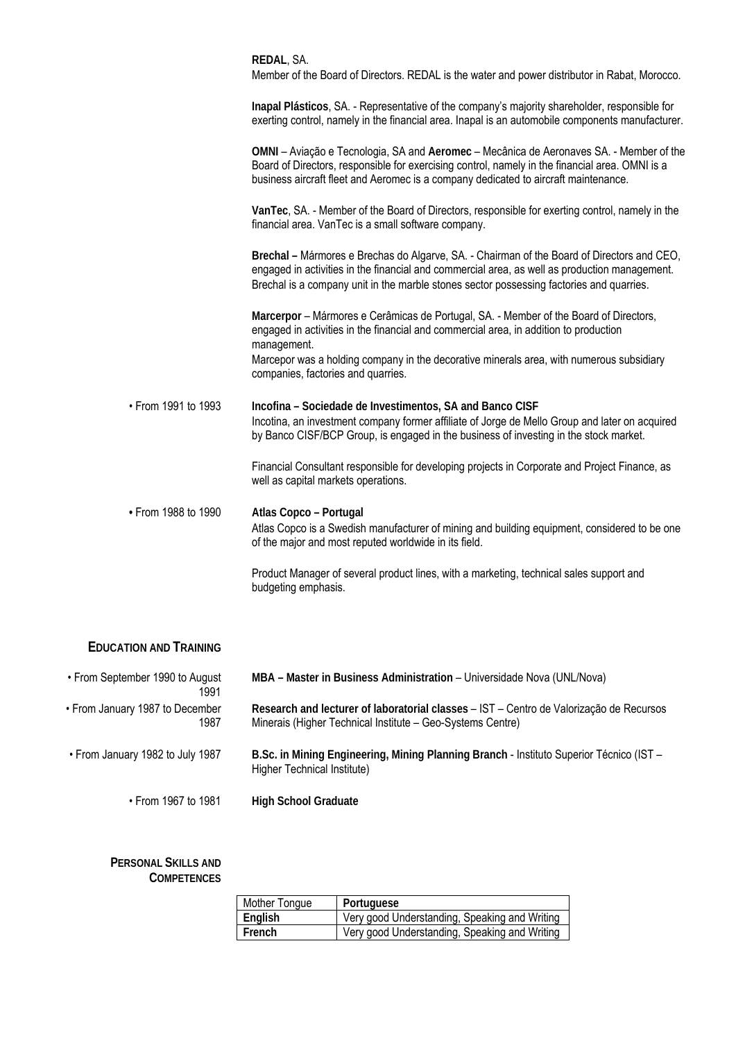**REDAL**, SA.
Member of the Board of Directors. REDAL is the water and power distributor in Rabat, Morocco.

**Inapal Plásticos**, SA. - Representative of the company's majority shareholder, responsible for exerting control, namely in the financial area. Inapal is an automobile components manufacturer.

**OMNI** – Aviação e Tecnologia, SA and **Aeromec** – Mecânica de Aeronaves SA. - Member of the Board of Directors, responsible for exercising control, namely in the financial area. OMNI is a business aircraft fleet and Aeromec is a company dedicated to aircraft maintenance.

**VanTec**, SA. - Member of the Board of Directors, responsible for exerting control, namely in the financial area. VanTec is a small software company.

**Brechal –** Mármores e Brechas do Algarve, SA. - Chairman of the Board of Directors and CEO, engaged in activities in the financial and commercial area, as well as production management. Brechal is a company unit in the marble stones sector possessing factories and quarries.

**Marcerpor** – Mármores e Cerâmicas de Portugal, SA. - Member of the Board of Directors, engaged in activities in the financial and commercial area, in addition to production management.
Marcepor was a holding company in the decorative minerals area, with numerous subsidiary companies, factories and quarries.

• From 1991 to 1993

**Incofina – Sociedade de Investimentos, SA and Banco CISF**
Incotina, an investment company former affiliate of Jorge de Mello Group and later on acquired by Banco CISF/BCP Group, is engaged in the business of investing in the stock market.

Financial Consultant responsible for developing projects in Corporate and Project Finance, as well as capital markets operations.

• From 1988 to 1990

**Atlas Copco – Portugal**
Atlas Copco is a Swedish manufacturer of mining and building equipment, considered to be one of the major and most reputed worldwide in its field.

Product Manager of several product lines, with a marketing, technical sales support and budgeting emphasis.

## EDUCATION AND TRAINING

• From September 1990 to August 1991 — **MBA – Master in Business Administration** – Universidade Nova (UNL/Nova)

• From January 1987 to December 1987 — **Research and lecturer of laboratorial classes** – IST – Centro de Valorização de Recursos Minerais (Higher Technical Institute – Geo-Systems Centre)

• From January 1982 to July 1987 — **B.Sc. in Mining Engineering, Mining Planning Branch** - Instituto Superior Técnico (IST – Higher Technical Institute)

• From 1967 to 1981 — **High School Graduate**

## PERSONAL SKILLS AND COMPETENCES

| Mother Tongue | **Portuguese** |
|---|---|
| **English** | Very good Understanding, Speaking and Writing |
| **French** | Very good Understanding, Speaking and Writing |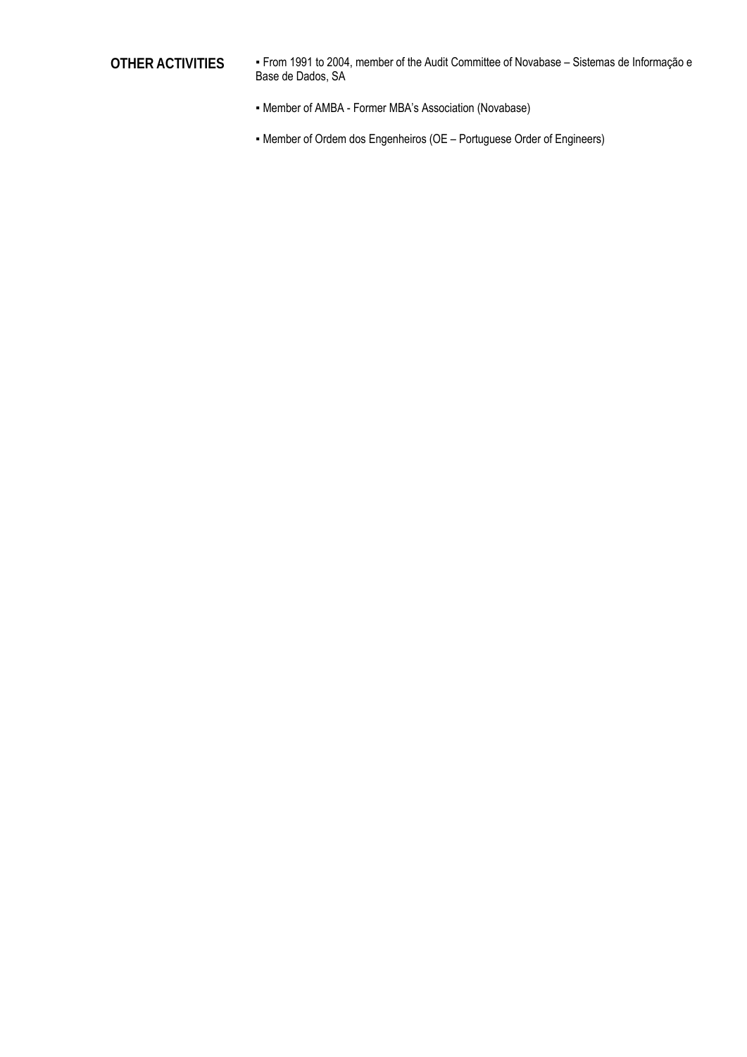**OTHER ACTIVITIES**

- From 1991 to 2004, member of the Audit Committee of Novabase – Sistemas de Informação e Base de Dados, SA
- Member of AMBA - Former MBA's Association (Novabase)
- Member of Ordem dos Engenheiros (OE – Portuguese Order of Engineers)